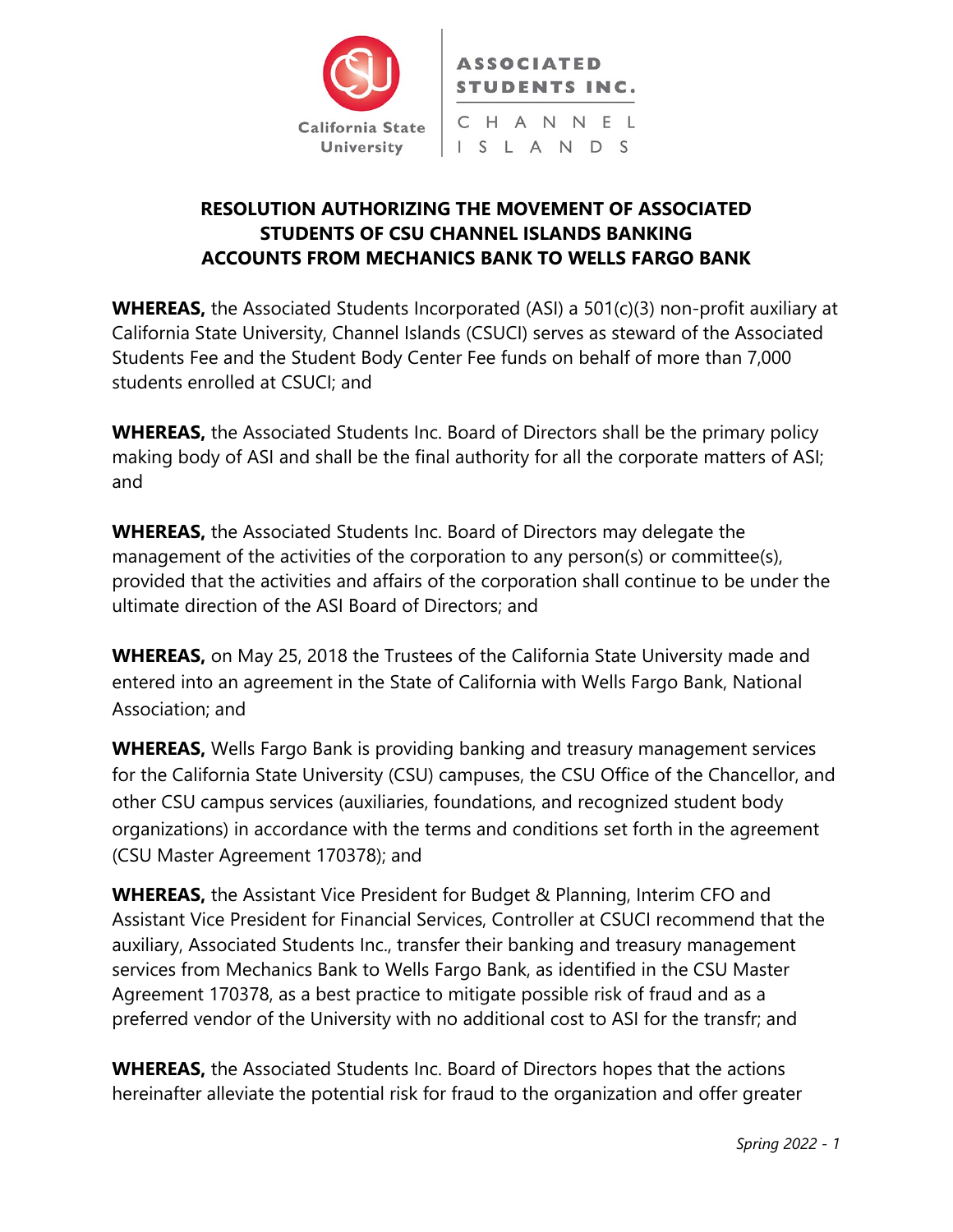California State University

ASSOCIATED STUDENTS INC.

CHANNEL ISLANDS

# RESOLUTION AUTHORIZING THE MOVEMENT OF ASSOCIATED STUDENTS OF CSU CHANNEL ISLANDS BANKING ACCOUNTS FROM MECHANICS BANK TO WELLS FARGO BANK

**WHEREAS,** the Associated Students Incorporated (ASI) a 501(c)(3) non-profit auxiliary at California State University, Channel Islands (CSUCI) serves as steward of the Associated Students Fee and the Student Body Center Fee funds on behalf of more than 7,000 students enrolled at CSUCI; and

**WHEREAS,** the Associated Students Inc. Board of Directors shall be the primary policy making body of ASI and shall be the final authority for all the corporate matters of ASI; and

**WHEREAS,** the Associated Students Inc. Board of Directors may delegate the management of the activities of the corporation to any person(s) or committee(s), provided that the activities and affairs of the corporation shall continue to be under the ultimate direction of the ASI Board of Directors; and

**WHEREAS,** on May 25, 2018 the Trustees of the California State University made and entered into an agreement in the State of California with Wells Fargo Bank, National Association; and

**WHEREAS,** Wells Fargo Bank is providing banking and treasury management services for the California State University (CSU) campuses, the CSU Office of the Chancellor, and other CSU campus services (auxiliaries, foundations, and recognized student body organizations) in accordance with the terms and conditions set forth in the agreement (CSU Master Agreement 170378); and

**WHEREAS,** the Assistant Vice President for Budget & Planning, Interim CFO and Assistant Vice President for Financial Services, Controller at CSUCI recommend that the auxiliary, Associated Students Inc., transfer their banking and treasury management services from Mechanics Bank to Wells Fargo Bank, as identified in the CSU Master Agreement 170378, as a best practice to mitigate possible risk of fraud and as a preferred vendor of the University with no additional cost to ASI for the transfr; and

**WHEREAS,** the Associated Students Inc. Board of Directors hopes that the actions hereinafter alleviate the potential risk for fraud to the organization and offer greater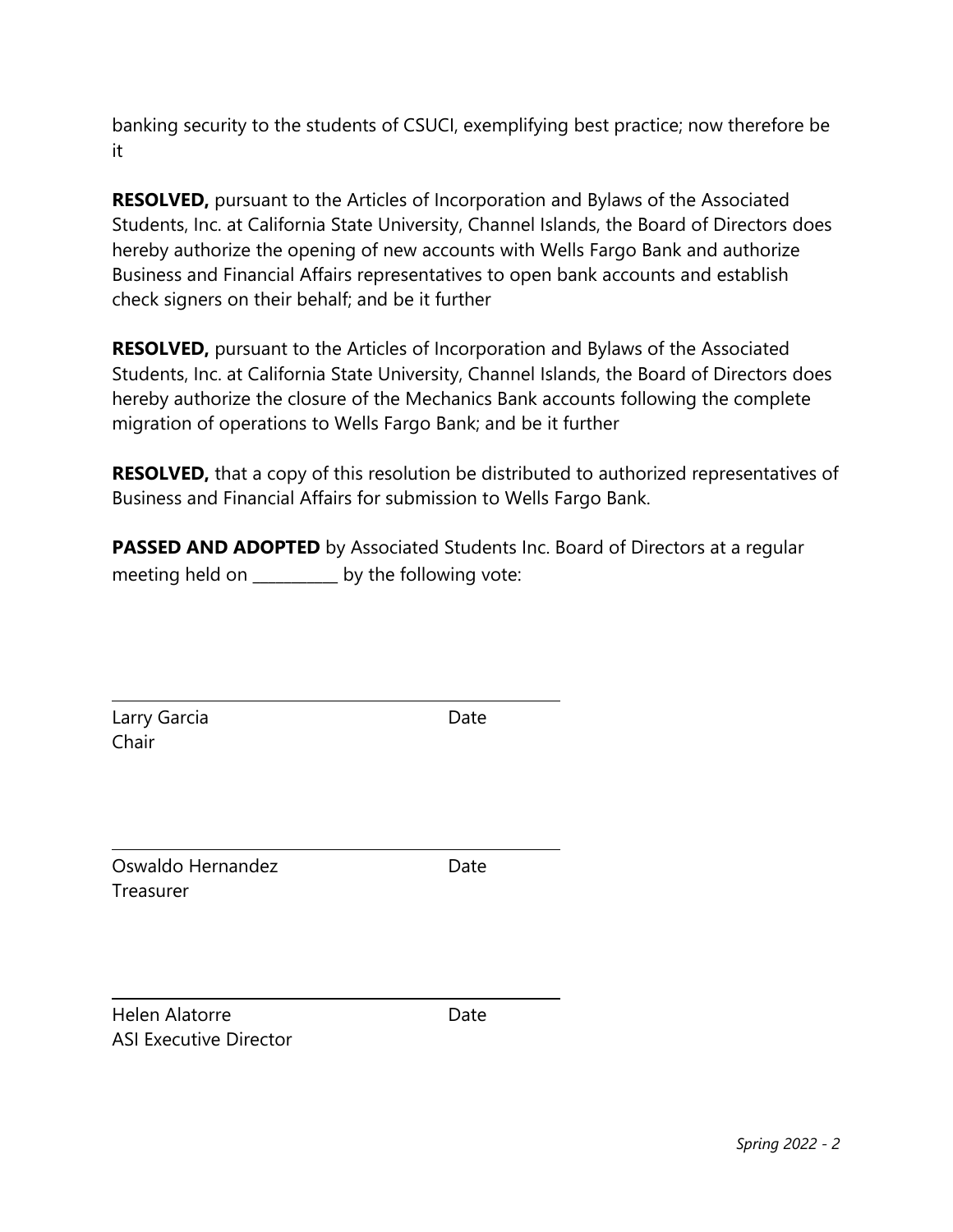banking security to the students of CSUCI, exemplifying best practice; now therefore be it

**RESOLVED,** pursuant to the Articles of Incorporation and Bylaws of the Associated Students, Inc. at California State University, Channel Islands, the Board of Directors does hereby authorize the opening of new accounts with Wells Fargo Bank and authorize Business and Financial Affairs representatives to open bank accounts and establish check signers on their behalf; and be it further

**RESOLVED,** pursuant to the Articles of Incorporation and Bylaws of the Associated Students, Inc. at California State University, Channel Islands, the Board of Directors does hereby authorize the closure of the Mechanics Bank accounts following the complete migration of operations to Wells Fargo Bank; and be it further

**RESOLVED,** that a copy of this resolution be distributed to authorized representatives of Business and Financial Affairs for submission to Wells Fargo Bank.

**PASSED AND ADOPTED** by Associated Students Inc. Board of Directors at a regular meeting held on __________ by the following vote:

______________________________________

Larry Garcia Date
Chair

______________________________________

Oswaldo Hernandez Date
Treasurer

______________________________________

Helen Alatorre Date
ASI Executive Director